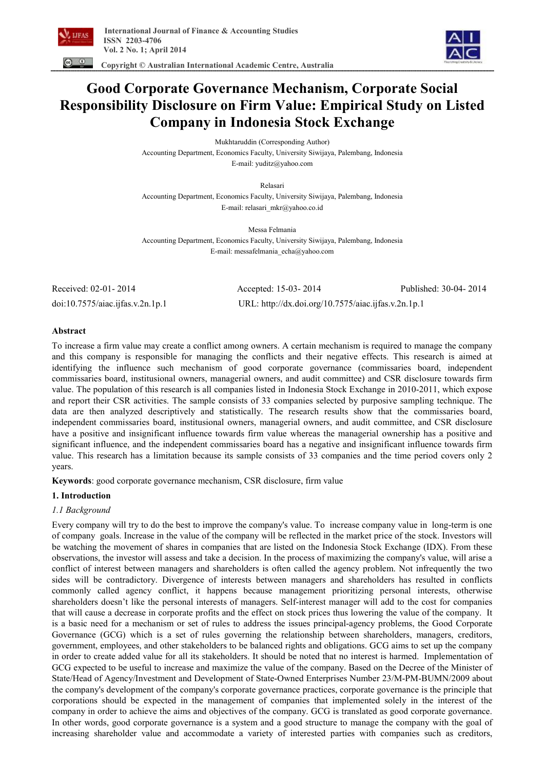# Good Corporate Governance Mechanism, Corporate Social Responsibility Disclosure on Firm Value: Empirical Study on Listed Company in Indonesia Stock Exchange

Mukhtaruddin (Corresponding Author)
Accounting Department, Economics Faculty, University Siwijaya, Palembang, Indonesia
E-mail: yuditz@yahoo.com

Relasari
Accounting Department, Economics Faculty, University Siwijaya, Palembang, Indonesia
E-mail: relasari_mkr@yahoo.co.id

Messa Felmania
Accounting Department, Economics Faculty, University Siwijaya, Palembang, Indonesia
E-mail: messafelmania_echa@yahoo.com

Received: 02-01- 2014 Accepted: 15-03- 2014 Published: 30-04- 2014

doi:10.7575/aiac.ijfas.v.2n.1p.1 URL: http://dx.doi.org/10.7575/aiac.ijfas.v.2n.1p.1

## Abstract

To increase a firm value may create a conflict among owners. A certain mechanism is required to manage the company and this company is responsible for managing the conflicts and their negative effects. This research is aimed at identifying the influence such mechanism of good corporate governance (commissaries board, independent commissaries board, institusional owners, managerial owners, and audit committee) and CSR disclosure towards firm value. The population of this research is all companies listed in Indonesia Stock Exchange in 2010-2011, which expose and report their CSR activities. The sample consists of 33 companies selected by purposive sampling technique. The data are then analyzed descriptively and statistically. The research results show that the commissaries board, independent commissaries board, institusional owners, managerial owners, and audit committee, and CSR disclosure have a positive and insignificant influence towards firm value whereas the managerial ownership has a positive and significant influence, and the independent commissaries board has a negative and insignificant influence towards firm value. This research has a limitation because its sample consists of 33 companies and the time period covers only 2 years.

**Keywords**: good corporate governance mechanism, CSR disclosure, firm value

## 1. Introduction

### *1.1 Background*

Every company will try to do the best to improve the company's value. To increase company value in long-term is one of company goals. Increase in the value of the company will be reflected in the market price of the stock. Investors will be watching the movement of shares in companies that are listed on the Indonesia Stock Exchange (IDX). From these observations, the investor will assess and take a decision. In the process of maximizing the company's value, will arise a conflict of interest between managers and shareholders is often called the agency problem. Not infrequently the two sides will be contradictory. Divergence of interests between managers and shareholders has resulted in conflicts commonly called agency conflict, it happens because management prioritizing personal interests, otherwise shareholders doesn't like the personal interests of managers. Self-interest manager will add to the cost for companies that will cause a decrease in corporate profits and the effect on stock prices thus lowering the value of the company. It is a basic need for a mechanism or set of rules to address the issues principal-agency problems, the Good Corporate Governance (GCG) which is a set of rules governing the relationship between shareholders, managers, creditors, government, employees, and other stakeholders to be balanced rights and obligations. GCG aims to set up the company in order to create added value for all its stakeholders. It should be noted that no interest is harmed. Implementation of GCG expected to be useful to increase and maximize the value of the company. Based on the Decree of the Minister of State/Head of Agency/Investment and Development of State-Owned Enterprises Number 23/M-PM-BUMN/2009 about the company's development of the company's corporate governance practices, corporate governance is the principle that corporations should be expected in the management of companies that implemented solely in the interest of the company in order to achieve the aims and objectives of the company. GCG is translated as good corporate governance. In other words, good corporate governance is a system and a good structure to manage the company with the goal of increasing shareholder value and accommodate a variety of interested parties with companies such as creditors,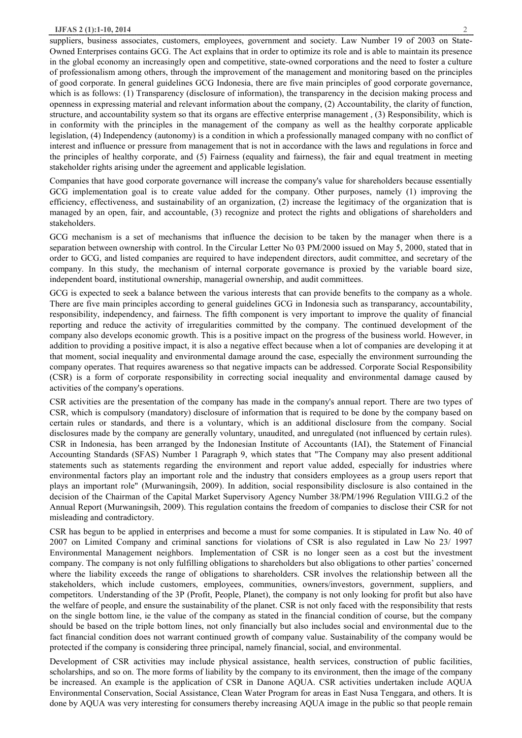suppliers, business associates, customers, employees, government and society. Law Number 19 of 2003 on State-Owned Enterprises contains GCG. The Act explains that in order to optimize its role and is able to maintain its presence in the global economy an increasingly open and competitive, state-owned corporations and the need to foster a culture of professionalism among others, through the improvement of the management and monitoring based on the principles of good corporate. In general guidelines GCG Indonesia, there are five main principles of good corporate governance, which is as follows: (1) Transparency (disclosure of information), the transparency in the decision making process and openness in expressing material and relevant information about the company, (2) Accountability, the clarity of function, structure, and accountability system so that its organs are effective enterprise management , (3) Responsibility, which is in conformity with the principles in the management of the company as well as the healthy corporate applicable legislation, (4) Independency (autonomy) is a condition in which a professionally managed company with no conflict of interest and influence or pressure from management that is not in accordance with the laws and regulations in force and the principles of healthy corporate, and (5) Fairness (equality and fairness), the fair and equal treatment in meeting stakeholder rights arising under the agreement and applicable legislation.

Companies that have good corporate governance will increase the company's value for shareholders because essentially GCG implementation goal is to create value added for the company. Other purposes, namely (1) improving the efficiency, effectiveness, and sustainability of an organization, (2) increase the legitimacy of the organization that is managed by an open, fair, and accountable, (3) recognize and protect the rights and obligations of shareholders and stakeholders.

GCG mechanism is a set of mechanisms that influence the decision to be taken by the manager when there is a separation between ownership with control. In the Circular Letter No 03 PM/2000 issued on May 5, 2000, stated that in order to GCG, and listed companies are required to have independent directors, audit committee, and secretary of the company. In this study, the mechanism of internal corporate governance is proxied by the variable board size, independent board, institutional ownership, managerial ownership, and audit committees.

GCG is expected to seek a balance between the various interests that can provide benefits to the company as a whole. There are five main principles according to general guidelines GCG in Indonesia such as transparancy, accountability, responsibility, independency, and fairness. The fifth component is very important to improve the quality of financial reporting and reduce the activity of irregularities committed by the company. The continued development of the company also develops economic growth. This is a positive impact on the progress of the business world. However, in addition to providing a positive impact, it is also a negative effect because when a lot of companies are developing it at that moment, social inequality and environmental damage around the case, especially the environment surrounding the company operates. That requires awareness so that negative impacts can be addressed. Corporate Social Responsibility (CSR) is a form of corporate responsibility in correcting social inequality and environmental damage caused by activities of the company's operations.

CSR activities are the presentation of the company has made in the company's annual report. There are two types of CSR, which is compulsory (mandatory) disclosure of information that is required to be done by the company based on certain rules or standards, and there is a voluntary, which is an additional disclosure from the company. Social disclosures made by the company are generally voluntary, unaudited, and unregulated (not influenced by certain rules). CSR in Indonesia, has been arranged by the Indonesian Institute of Accountants (IAI), the Statement of Financial Accounting Standards (SFAS) Number 1 Paragraph 9, which states that "The Company may also present additional statements such as statements regarding the environment and report value added, especially for industries where environmental factors play an important role and the industry that considers employees as a group users report that plays an important role" (Murwaningsih, 2009). In addition, social responsibility disclosure is also contained in the decision of the Chairman of the Capital Market Supervisory Agency Number 38/PM/1996 Regulation VIII.G.2 of the Annual Report (Murwaningsih, 2009). This regulation contains the freedom of companies to disclose their CSR for not misleading and contradictory.

CSR has begun to be applied in enterprises and become a must for some companies. It is stipulated in Law No. 40 of 2007 on Limited Company and criminal sanctions for violations of CSR is also regulated in Law No 23/ 1997 Environmental Management neighbors. Implementation of CSR is no longer seen as a cost but the investment company. The company is not only fulfilling obligations to shareholders but also obligations to other parties' concerned where the liability exceeds the range of obligations to shareholders. CSR involves the relationship between all the stakeholders, which include customers, employees, communities, owners/investors, government, suppliers, and competitors. Understanding of the 3P (Profit, People, Planet), the company is not only looking for profit but also have the welfare of people, and ensure the sustainability of the planet. CSR is not only faced with the responsibility that rests on the single bottom line, ie the value of the company as stated in the financial condition of course, but the company should be based on the triple bottom lines, not only financially but also includes social and environmental due to the fact financial condition does not warrant continued growth of company value. Sustainability of the company would be protected if the company is considering three principal, namely financial, social, and environmental.

Development of CSR activities may include physical assistance, health services, construction of public facilities, scholarships, and so on. The more forms of liability by the company to its environment, then the image of the company be increased. An example is the application of CSR in Danone AQUA. CSR activities undertaken include AQUA Environmental Conservation, Social Assistance, Clean Water Program for areas in East Nusa Tenggara, and others. It is done by AQUA was very interesting for consumers thereby increasing AQUA image in the public so that people remain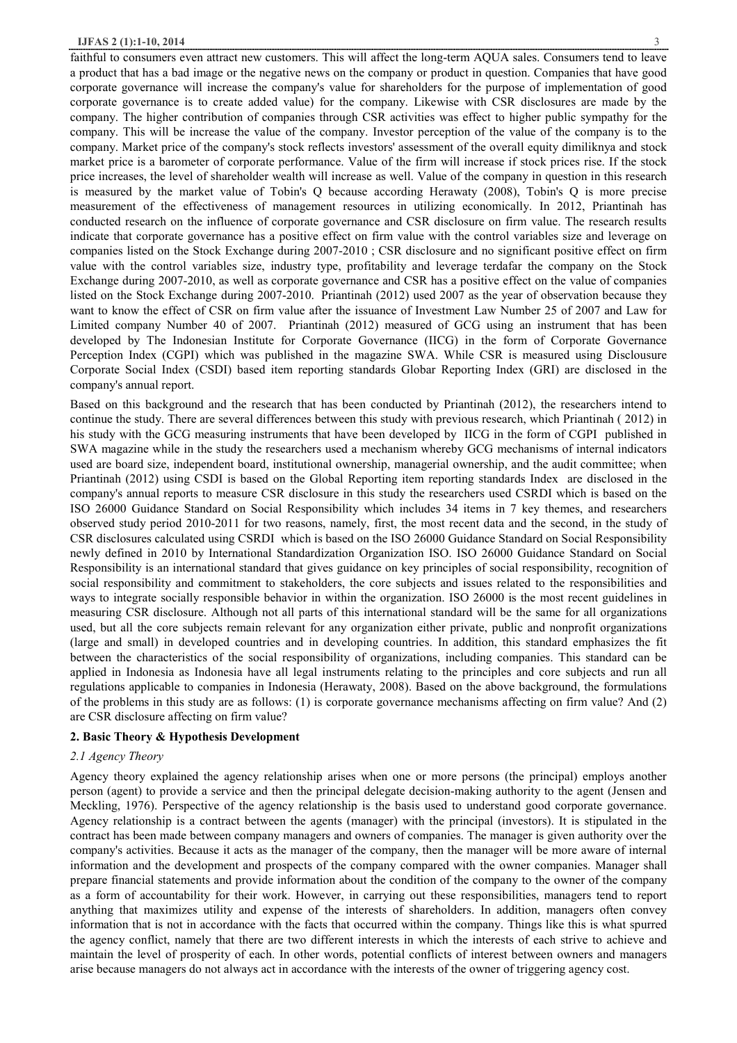faithful to consumers even attract new customers. This will affect the long-term AQUA sales. Consumers tend to leave a product that has a bad image or the negative news on the company or product in question. Companies that have good corporate governance will increase the company's value for shareholders for the purpose of implementation of good corporate governance is to create added value) for the company. Likewise with CSR disclosures are made by the company. The higher contribution of companies through CSR activities was effect to higher public sympathy for the company. This will be increase the value of the company. Investor perception of the value of the company is to the company. Market price of the company's stock reflects investors' assessment of the overall equity dimiliknya and stock market price is a barometer of corporate performance. Value of the firm will increase if stock prices rise. If the stock price increases, the level of shareholder wealth will increase as well. Value of the company in question in this research is measured by the market value of Tobin's Q because according Herawaty (2008), Tobin's Q is more precise measurement of the effectiveness of management resources in utilizing economically. In 2012, Priantinah has conducted research on the influence of corporate governance and CSR disclosure on firm value. The research results indicate that corporate governance has a positive effect on firm value with the control variables size and leverage on companies listed on the Stock Exchange during 2007-2010 ; CSR disclosure and no significant positive effect on firm value with the control variables size, industry type, profitability and leverage terdafar the company on the Stock Exchange during 2007-2010, as well as corporate governance and CSR has a positive effect on the value of companies listed on the Stock Exchange during 2007-2010. Priantinah (2012) used 2007 as the year of observation because they want to know the effect of CSR on firm value after the issuance of Investment Law Number 25 of 2007 and Law for Limited company Number 40 of 2007. Priantinah (2012) measured of GCG using an instrument that has been developed by The Indonesian Institute for Corporate Governance (IICG) in the form of Corporate Governance Perception Index (CGPI) which was published in the magazine SWA. While CSR is measured using Disclousure Corporate Social Index (CSDI) based item reporting standards Globar Reporting Index (GRI) are disclosed in the company's annual report.

Based on this background and the research that has been conducted by Priantinah (2012), the researchers intend to continue the study. There are several differences between this study with previous research, which Priantinah ( 2012) in his study with the GCG measuring instruments that have been developed by IICG in the form of CGPI published in SWA magazine while in the study the researchers used a mechanism whereby GCG mechanisms of internal indicators used are board size, independent board, institutional ownership, managerial ownership, and the audit committee; when Priantinah (2012) using CSDI is based on the Global Reporting item reporting standards Index are disclosed in the company's annual reports to measure CSR disclosure in this study the researchers used CSRDI which is based on the ISO 26000 Guidance Standard on Social Responsibility which includes 34 items in 7 key themes, and researchers observed study period 2010-2011 for two reasons, namely, first, the most recent data and the second, in the study of CSR disclosures calculated using CSRDI which is based on the ISO 26000 Guidance Standard on Social Responsibility newly defined in 2010 by International Standardization Organization ISO. ISO 26000 Guidance Standard on Social Responsibility is an international standard that gives guidance on key principles of social responsibility, recognition of social responsibility and commitment to stakeholders, the core subjects and issues related to the responsibilities and ways to integrate socially responsible behavior in within the organization. ISO 26000 is the most recent guidelines in measuring CSR disclosure. Although not all parts of this international standard will be the same for all organizations used, but all the core subjects remain relevant for any organization either private, public and nonprofit organizations (large and small) in developed countries and in developing countries. In addition, this standard emphasizes the fit between the characteristics of the social responsibility of organizations, including companies. This standard can be applied in Indonesia as Indonesia have all legal instruments relating to the principles and core subjects and run all regulations applicable to companies in Indonesia (Herawaty, 2008). Based on the above background, the formulations of the problems in this study are as follows: (1) is corporate governance mechanisms affecting on firm value? And (2) are CSR disclosure affecting on firm value?

## 2. Basic Theory & Hypothesis Development

### *2.1 Agency Theory*

Agency theory explained the agency relationship arises when one or more persons (the principal) employs another person (agent) to provide a service and then the principal delegate decision-making authority to the agent (Jensen and Meckling, 1976). Perspective of the agency relationship is the basis used to understand good corporate governance. Agency relationship is a contract between the agents (manager) with the principal (investors). It is stipulated in the contract has been made between company managers and owners of companies. The manager is given authority over the company's activities. Because it acts as the manager of the company, then the manager will be more aware of internal information and the development and prospects of the company compared with the owner companies. Manager shall prepare financial statements and provide information about the condition of the company to the owner of the company as a form of accountability for their work. However, in carrying out these responsibilities, managers tend to report anything that maximizes utility and expense of the interests of shareholders. In addition, managers often convey information that is not in accordance with the facts that occurred within the company. Things like this is what spurred the agency conflict, namely that there are two different interests in which the interests of each strive to achieve and maintain the level of prosperity of each. In other words, potential conflicts of interest between owners and managers arise because managers do not always act in accordance with the interests of the owner of triggering agency cost.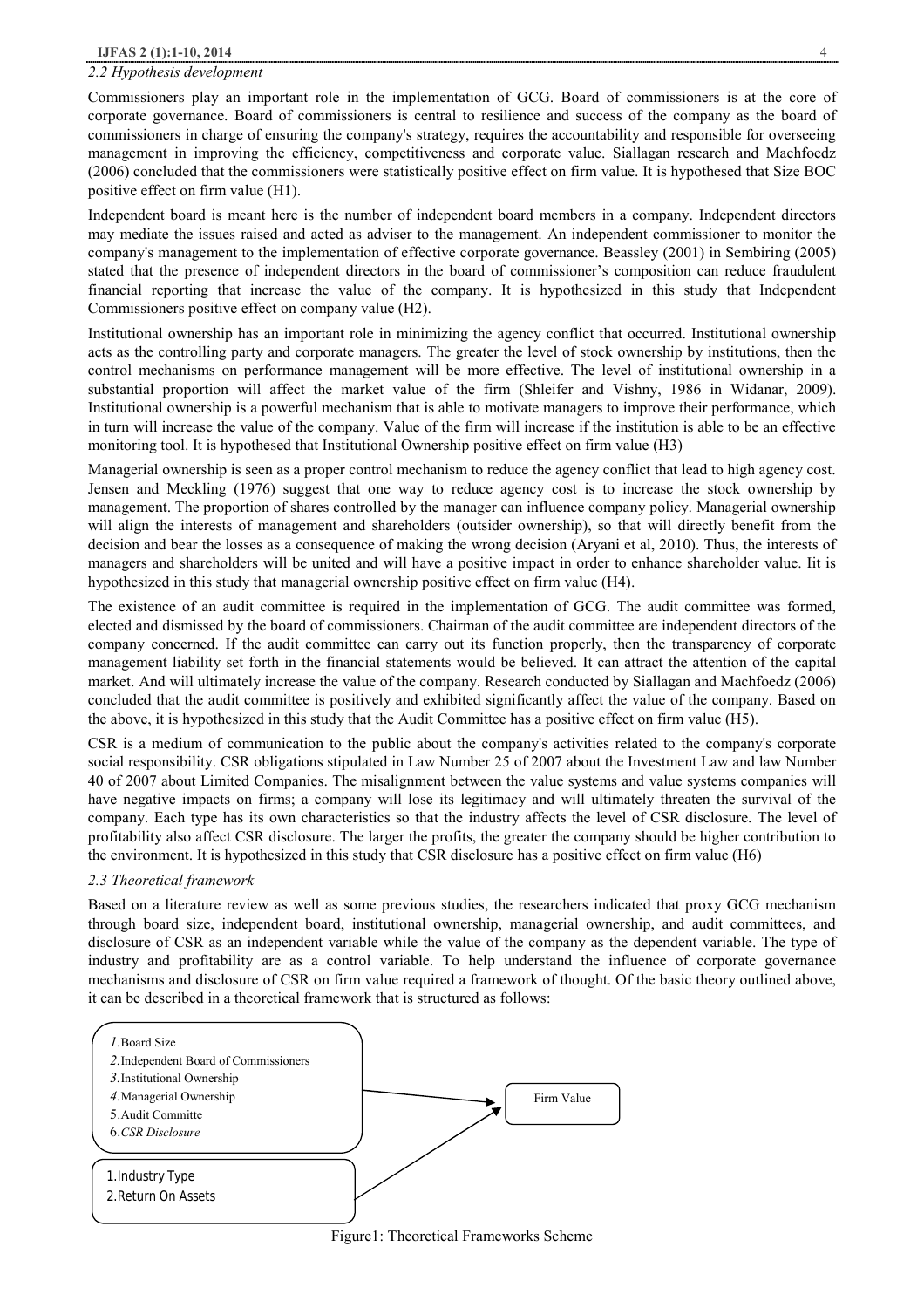### *2.2 Hypothesis development*

Commissioners play an important role in the implementation of GCG. Board of commissioners is at the core of corporate governance. Board of commissioners is central to resilience and success of the company as the board of commissioners in charge of ensuring the company's strategy, requires the accountability and responsible for overseeing management in improving the efficiency, competitiveness and corporate value. Siallagan research and Machfoedz (2006) concluded that the commissioners were statistically positive effect on firm value. It is hypothesed that Size BOC positive effect on firm value (H1).

Independent board is meant here is the number of independent board members in a company. Independent directors may mediate the issues raised and acted as adviser to the management. An independent commissioner to monitor the company's management to the implementation of effective corporate governance. Beassley (2001) in Sembiring (2005) stated that the presence of independent directors in the board of commissioner's composition can reduce fraudulent financial reporting that increase the value of the company. It is hypothesized in this study that Independent Commissioners positive effect on company value (H2).

Institutional ownership has an important role in minimizing the agency conflict that occurred. Institutional ownership acts as the controlling party and corporate managers. The greater the level of stock ownership by institutions, then the control mechanisms on performance management will be more effective. The level of institutional ownership in a substantial proportion will affect the market value of the firm (Shleifer and Vishny, 1986 in Widanar, 2009). Institutional ownership is a powerful mechanism that is able to motivate managers to improve their performance, which in turn will increase the value of the company. Value of the firm will increase if the institution is able to be an effective monitoring tool. It is hypothesed that Institutional Ownership positive effect on firm value (H3)

Managerial ownership is seen as a proper control mechanism to reduce the agency conflict that lead to high agency cost. Jensen and Meckling (1976) suggest that one way to reduce agency cost is to increase the stock ownership by management. The proportion of shares controlled by the manager can influence company policy. Managerial ownership will align the interests of management and shareholders (outsider ownership), so that will directly benefit from the decision and bear the losses as a consequence of making the wrong decision (Aryani et al, 2010). Thus, the interests of managers and shareholders will be united and will have a positive impact in order to enhance shareholder value. Iit is hypothesized in this study that managerial ownership positive effect on firm value (H4).

The existence of an audit committee is required in the implementation of GCG. The audit committee was formed, elected and dismissed by the board of commissioners. Chairman of the audit committee are independent directors of the company concerned. If the audit committee can carry out its function properly, then the transparency of corporate management liability set forth in the financial statements would be believed. It can attract the attention of the capital market. And will ultimately increase the value of the company. Research conducted by Siallagan and Machfoedz (2006) concluded that the audit committee is positively and exhibited significantly affect the value of the company. Based on the above, it is hypothesized in this study that the Audit Committee has a positive effect on firm value (H5).

CSR is a medium of communication to the public about the company's activities related to the company's corporate social responsibility. CSR obligations stipulated in Law Number 25 of 2007 about the Investment Law and law Number 40 of 2007 about Limited Companies. The misalignment between the value systems and value systems companies will have negative impacts on firms; a company will lose its legitimacy and will ultimately threaten the survival of the company. Each type has its own characteristics so that the industry affects the level of CSR disclosure. The level of profitability also affect CSR disclosure. The larger the profits, the greater the company should be higher contribution to the environment. It is hypothesized in this study that CSR disclosure has a positive effect on firm value (H6)

### *2.3 Theoretical framework*

Based on a literature review as well as some previous studies, the researchers indicated that proxy GCG mechanism through board size, independent board, institutional ownership, managerial ownership, and audit committees, and disclosure of CSR as an independent variable while the value of the company as the dependent variable. The type of industry and profitability are as a control variable. To help understand the influence of corporate governance mechanisms and disclosure of CSR on firm value required a framework of thought. Of the basic theory outlined above, it can be described in a theoretical framework that is structured as follows:

1. Board Size
2. Independent Board of Commissioners
3. Institutional Ownership
4. Managerial Ownership
5. Audit Committe
6. *CSR Disclosure*

→ Firm Value

1. Industry Type
2. Return On Assets

→ Firm Value

Figure1: Theoretical Frameworks Scheme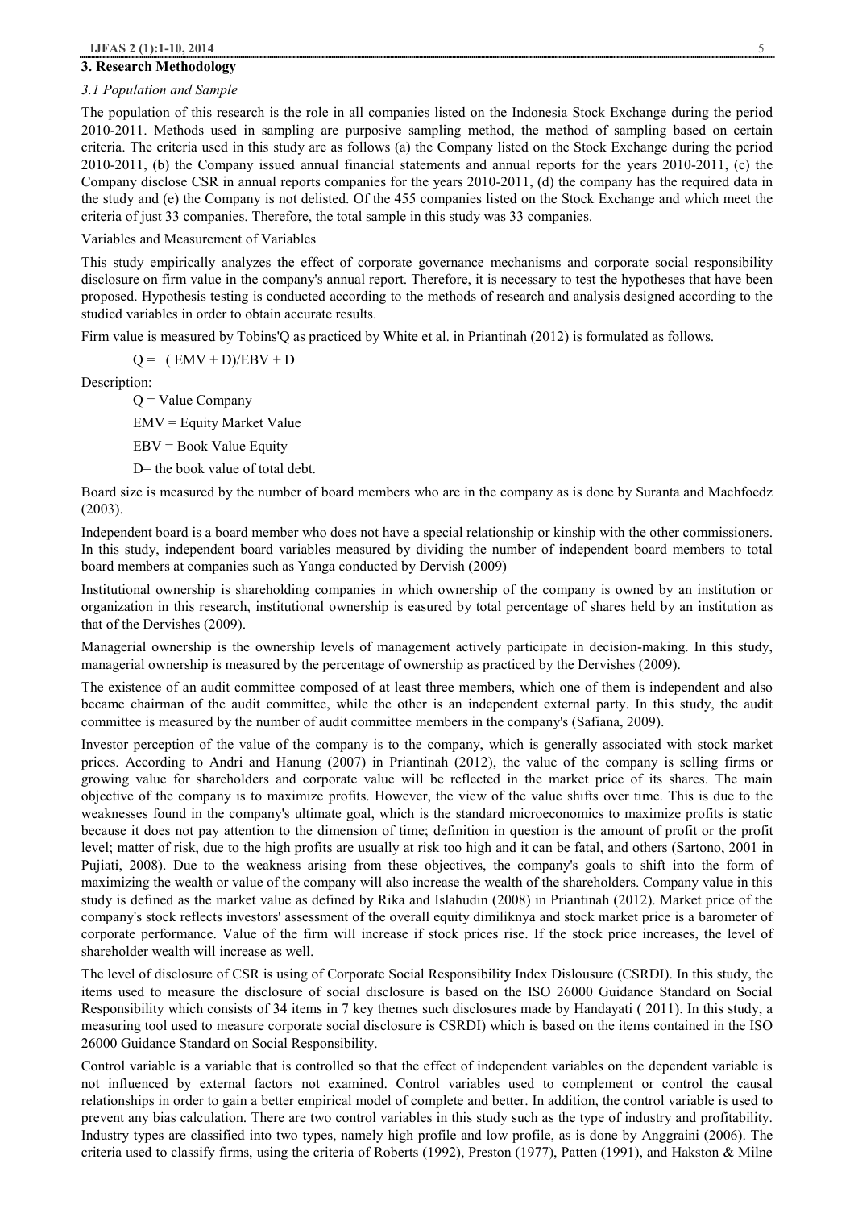## 3. Research Methodology

### *3.1 Population and Sample*

The population of this research is the role in all companies listed on the Indonesia Stock Exchange during the period 2010-2011. Methods used in sampling are purposive sampling method, the method of sampling based on certain criteria. The criteria used in this study are as follows (a) the Company listed on the Stock Exchange during the period 2010-2011, (b) the Company issued annual financial statements and annual reports for the years 2010-2011, (c) the Company disclose CSR in annual reports companies for the years 2010-2011, (d) the company has the required data in the study and (e) the Company is not delisted. Of the 455 companies listed on the Stock Exchange and which meet the criteria of just 33 companies. Therefore, the total sample in this study was 33 companies.

Variables and Measurement of Variables

This study empirically analyzes the effect of corporate governance mechanisms and corporate social responsibility disclosure on firm value in the company's annual report. Therefore, it is necessary to test the hypotheses that have been proposed. Hypothesis testing is conducted according to the methods of research and analysis designed according to the studied variables in order to obtain accurate results.

Firm value is measured by Tobins'Q as practiced by White et al. in Priantinah (2012) is formulated as follows.

$$Q = (EMV + D)/EBV + D$$

Description:

Q = Value Company

EMV = Equity Market Value

EBV = Book Value Equity

D= the book value of total debt.

Board size is measured by the number of board members who are in the company as is done by Suranta and Machfoedz (2003).

Independent board is a board member who does not have a special relationship or kinship with the other commissioners. In this study, independent board variables measured by dividing the number of independent board members to total board members at companies such as Yanga conducted by Dervish (2009)

Institutional ownership is shareholding companies in which ownership of the company is owned by an institution or organization in this research, institutional ownership is easured by total percentage of shares held by an institution as that of the Dervishes (2009).

Managerial ownership is the ownership levels of management actively participate in decision-making. In this study, managerial ownership is measured by the percentage of ownership as practiced by the Dervishes (2009).

The existence of an audit committee composed of at least three members, which one of them is independent and also became chairman of the audit committee, while the other is an independent external party. In this study, the audit committee is measured by the number of audit committee members in the company's (Safiana, 2009).

Investor perception of the value of the company is to the company, which is generally associated with stock market prices. According to Andri and Hanung (2007) in Priantinah (2012), the value of the company is selling firms or growing value for shareholders and corporate value will be reflected in the market price of its shares. The main objective of the company is to maximize profits. However, the view of the value shifts over time. This is due to the weaknesses found in the company's ultimate goal, which is the standard microeconomics to maximize profits is static because it does not pay attention to the dimension of time; definition in question is the amount of profit or the profit level; matter of risk, due to the high profits are usually at risk too high and it can be fatal, and others (Sartono, 2001 in Pujiati, 2008). Due to the weakness arising from these objectives, the company's goals to shift into the form of maximizing the wealth or value of the company will also increase the wealth of the shareholders. Company value in this study is defined as the market value as defined by Rika and Islahudin (2008) in Priantinah (2012). Market price of the company's stock reflects investors' assessment of the overall equity dimiliknya and stock market price is a barometer of corporate performance. Value of the firm will increase if stock prices rise. If the stock price increases, the level of shareholder wealth will increase as well.

The level of disclosure of CSR is using of Corporate Social Responsibility Index Dislousure (CSRDI). In this study, the items used to measure the disclosure of social disclosure is based on the ISO 26000 Guidance Standard on Social Responsibility which consists of 34 items in 7 key themes such disclosures made by Handayati ( 2011). In this study, a measuring tool used to measure corporate social disclosure is CSRDI) which is based on the items contained in the ISO 26000 Guidance Standard on Social Responsibility.

Control variable is a variable that is controlled so that the effect of independent variables on the dependent variable is not influenced by external factors not examined. Control variables used to complement or control the causal relationships in order to gain a better empirical model of complete and better. In addition, the control variable is used to prevent any bias calculation. There are two control variables in this study such as the type of industry and profitability. Industry types are classified into two types, namely high profile and low profile, as is done by Anggraini (2006). The criteria used to classify firms, using the criteria of Roberts (1992), Preston (1977), Patten (1991), and Hakston & Milne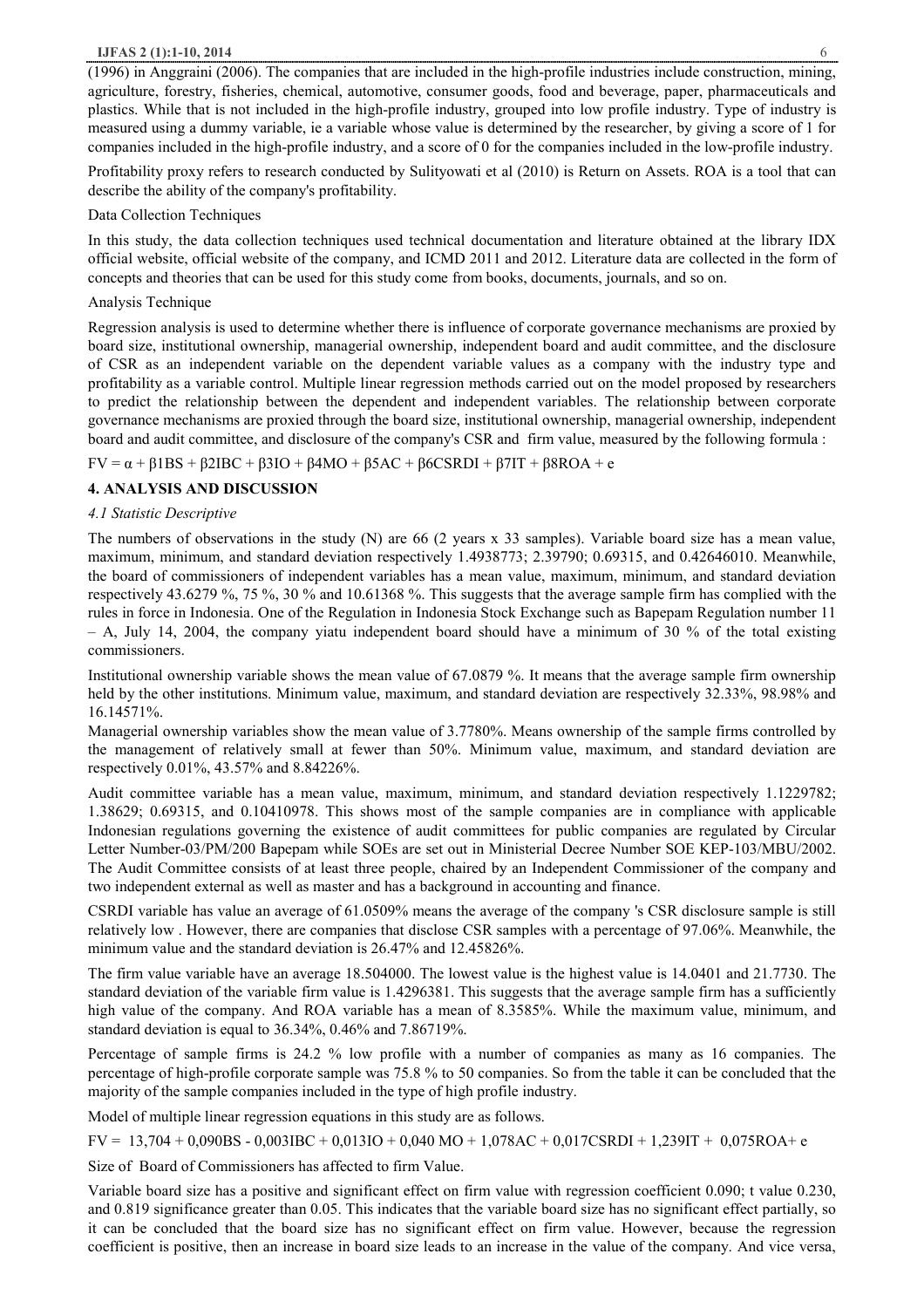(1996) in Anggraini (2006). The companies that are included in the high-profile industries include construction, mining, agriculture, forestry, fisheries, chemical, automotive, consumer goods, food and beverage, paper, pharmaceuticals and plastics. While that is not included in the high-profile industry, grouped into low profile industry. Type of industry is measured using a dummy variable, ie a variable whose value is determined by the researcher, by giving a score of 1 for companies included in the high-profile industry, and a score of 0 for the companies included in the low-profile industry.

Profitability proxy refers to research conducted by Sulityowati et al (2010) is Return on Assets. ROA is a tool that can describe the ability of the company's profitability.

Data Collection Techniques

In this study, the data collection techniques used technical documentation and literature obtained at the library IDX official website, official website of the company, and ICMD 2011 and 2012. Literature data are collected in the form of concepts and theories that can be used for this study come from books, documents, journals, and so on.

Analysis Technique

Regression analysis is used to determine whether there is influence of corporate governance mechanisms are proxied by board size, institutional ownership, managerial ownership, independent board and audit committee, and the disclosure of CSR as an independent variable on the dependent variable values as a company with the industry type and profitability as a variable control. Multiple linear regression methods carried out on the model proposed by researchers to predict the relationship between the dependent and independent variables. The relationship between corporate governance mechanisms are proxied through the board size, institutional ownership, managerial ownership, independent board and audit committee, and disclosure of the company's CSR and firm value, measured by the following formula :

$$FV = \alpha + \beta 1BS + \beta 2IBC + \beta 3IO + \beta 4MO + \beta 5AC + \beta 6CSRDI + \beta 7IT + \beta 8ROA + e$$

## 4. ANALYSIS AND DISCUSSION

### *4.1 Statistic Descriptive*

The numbers of observations in the study (N) are 66 (2 years x 33 samples). Variable board size has a mean value, maximum, minimum, and standard deviation respectively 1.4938773; 2.39790; 0.69315, and 0.42646010. Meanwhile, the board of commissioners of independent variables has a mean value, maximum, minimum, and standard deviation respectively 43.6279 %, 75 %, 30 % and 10.61368 %. This suggests that the average sample firm has complied with the rules in force in Indonesia. One of the Regulation in Indonesia Stock Exchange such as Bapepam Regulation number 11 – A, July 14, 2004, the company yiatu independent board should have a minimum of 30 % of the total existing commissioners.

Institutional ownership variable shows the mean value of 67.0879 %. It means that the average sample firm ownership held by the other institutions. Minimum value, maximum, and standard deviation are respectively 32.33%, 98.98% and 16.14571%.

Managerial ownership variables show the mean value of 3.7780%. Means ownership of the sample firms controlled by the management of relatively small at fewer than 50%. Minimum value, maximum, and standard deviation are respectively 0.01%, 43.57% and 8.84226%.

Audit committee variable has a mean value, maximum, minimum, and standard deviation respectively 1.1229782; 1.38629; 0.69315, and 0.10410978. This shows most of the sample companies are in compliance with applicable Indonesian regulations governing the existence of audit committees for public companies are regulated by Circular Letter Number-03/PM/200 Bapepam while SOEs are set out in Ministerial Decree Number SOE KEP-103/MBU/2002. The Audit Committee consists of at least three people, chaired by an Independent Commissioner of the company and two independent external as well as master and has a background in accounting and finance.

CSRDI variable has value an average of 61.0509% means the average of the company 's CSR disclosure sample is still relatively low . However, there are companies that disclose CSR samples with a percentage of 97.06%. Meanwhile, the minimum value and the standard deviation is 26.47% and 12.45826%.

The firm value variable have an average 18.504000. The lowest value is the highest value is 14.0401 and 21.7730. The standard deviation of the variable firm value is 1.4296381. This suggests that the average sample firm has a sufficiently high value of the company. And ROA variable has a mean of 8.3585%. While the maximum value, minimum, and standard deviation is equal to 36.34%, 0.46% and 7.86719%.

Percentage of sample firms is 24.2 % low profile with a number of companies as many as 16 companies. The percentage of high-profile corporate sample was 75.8 % to 50 companies. So from the table it can be concluded that the majority of the sample companies included in the type of high profile industry.

Model of multiple linear regression equations in this study are as follows.

$$FV = 13{,}704 + 0{,}090BS - 0{,}003IBC + 0{,}013IO + 0{,}040\ MO + 1{,}078AC + 0{,}017CSRDI + 1{,}239IT + 0{,}075ROA + e$$

Size of Board of Commissioners has affected to firm Value.

Variable board size has a positive and significant effect on firm value with regression coefficient 0.090; t value 0.230, and 0.819 significance greater than 0.05. This indicates that the variable board size has no significant effect partially, so it can be concluded that the board size has no significant effect on firm value. However, because the regression coefficient is positive, then an increase in board size leads to an increase in the value of the company. And vice versa,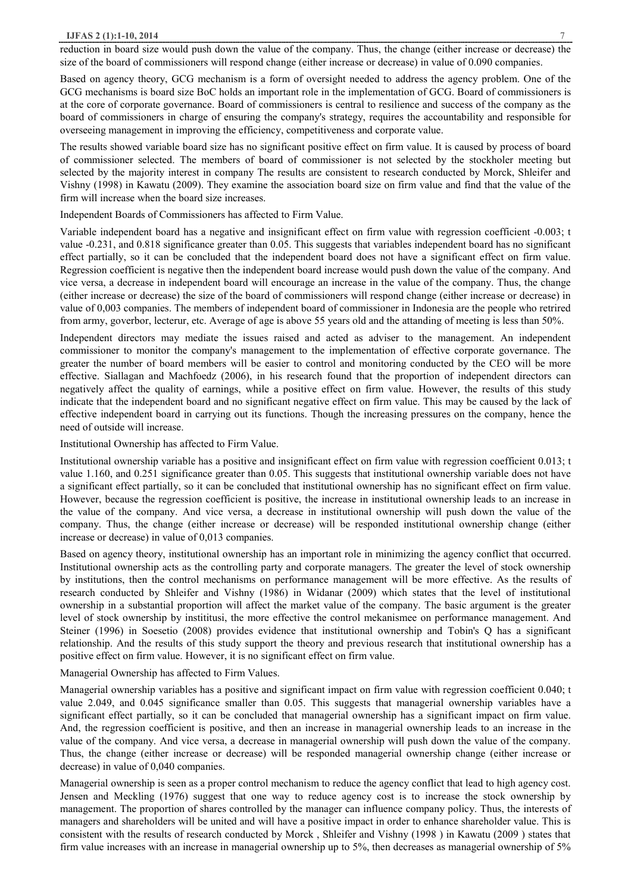reduction in board size would push down the value of the company. Thus, the change (either increase or decrease) the size of the board of commissioners will respond change (either increase or decrease) in value of 0.090 companies.

Based on agency theory, GCG mechanism is a form of oversight needed to address the agency problem. One of the GCG mechanisms is board size BoC holds an important role in the implementation of GCG. Board of commissioners is at the core of corporate governance. Board of commissioners is central to resilience and success of the company as the board of commissioners in charge of ensuring the company's strategy, requires the accountability and responsible for overseeing management in improving the efficiency, competitiveness and corporate value.

The results showed variable board size has no significant positive effect on firm value. It is caused by process of board of commissioner selected. The members of board of commissioner is not selected by the stockholer meeting but selected by the majority interest in company The results are consistent to research conducted by Morck, Shleifer and Vishny (1998) in Kawatu (2009). They examine the association board size on firm value and find that the value of the firm will increase when the board size increases.

Independent Boards of Commissioners has affected to Firm Value.

Variable independent board has a negative and insignificant effect on firm value with regression coefficient -0.003; t value -0.231, and 0.818 significance greater than 0.05. This suggests that variables independent board has no significant effect partially, so it can be concluded that the independent board does not have a significant effect on firm value. Regression coefficient is negative then the independent board increase would push down the value of the company. And vice versa, a decrease in independent board will encourage an increase in the value of the company. Thus, the change (either increase or decrease) the size of the board of commissioners will respond change (either increase or decrease) in value of 0,003 companies. The members of independent board of commissioner in Indonesia are the people who retrired from army, goverbor, lecterur, etc. Average of age is above 55 years old and the attanding of meeting is less than 50%.

Independent directors may mediate the issues raised and acted as adviser to the management. An independent commissioner to monitor the company's management to the implementation of effective corporate governance. The greater the number of board members will be easier to control and monitoring conducted by the CEO will be more effective. Siallagan and Machfoedz (2006), in his research found that the proportion of independent directors can negatively affect the quality of earnings, while a positive effect on firm value. However, the results of this study indicate that the independent board and no significant negative effect on firm value. This may be caused by the lack of effective independent board in carrying out its functions. Though the increasing pressures on the company, hence the need of outside will increase.

Institutional Ownership has affected to Firm Value.

Institutional ownership variable has a positive and insignificant effect on firm value with regression coefficient 0.013; t value 1.160, and 0.251 significance greater than 0.05. This suggests that institutional ownership variable does not have a significant effect partially, so it can be concluded that institutional ownership has no significant effect on firm value. However, because the regression coefficient is positive, the increase in institutional ownership leads to an increase in the value of the company. And vice versa, a decrease in institutional ownership will push down the value of the company. Thus, the change (either increase or decrease) will be responded institutional ownership change (either increase or decrease) in value of 0,013 companies.

Based on agency theory, institutional ownership has an important role in minimizing the agency conflict that occurred. Institutional ownership acts as the controlling party and corporate managers. The greater the level of stock ownership by institutions, then the control mechanisms on performance management will be more effective. As the results of research conducted by Shleifer and Vishny (1986) in Widanar (2009) which states that the level of institutional ownership in a substantial proportion will affect the market value of the company. The basic argument is the greater level of stock ownership by instititusi, the more effective the control mekanismee on performance management. And Steiner (1996) in Soesetio (2008) provides evidence that institutional ownership and Tobin's Q has a significant relationship. And the results of this study support the theory and previous research that institutional ownership has a positive effect on firm value. However, it is no significant effect on firm value.

Managerial Ownership has affected to Firm Values.

Managerial ownership variables has a positive and significant impact on firm value with regression coefficient 0.040; t value 2.049, and 0.045 significance smaller than 0.05. This suggests that managerial ownership variables have a significant effect partially, so it can be concluded that managerial ownership has a significant impact on firm value. And, the regression coefficient is positive, and then an increase in managerial ownership leads to an increase in the value of the company. And vice versa, a decrease in managerial ownership will push down the value of the company. Thus, the change (either increase or decrease) will be responded managerial ownership change (either increase or decrease) in value of 0,040 companies.

Managerial ownership is seen as a proper control mechanism to reduce the agency conflict that lead to high agency cost. Jensen and Meckling (1976) suggest that one way to reduce agency cost is to increase the stock ownership by management. The proportion of shares controlled by the manager can influence company policy. Thus, the interests of managers and shareholders will be united and will have a positive impact in order to enhance shareholder value. This is consistent with the results of research conducted by Morck , Shleifer and Vishny (1998 ) in Kawatu (2009 ) states that firm value increases with an increase in managerial ownership up to 5%, then decreases as managerial ownership of 5%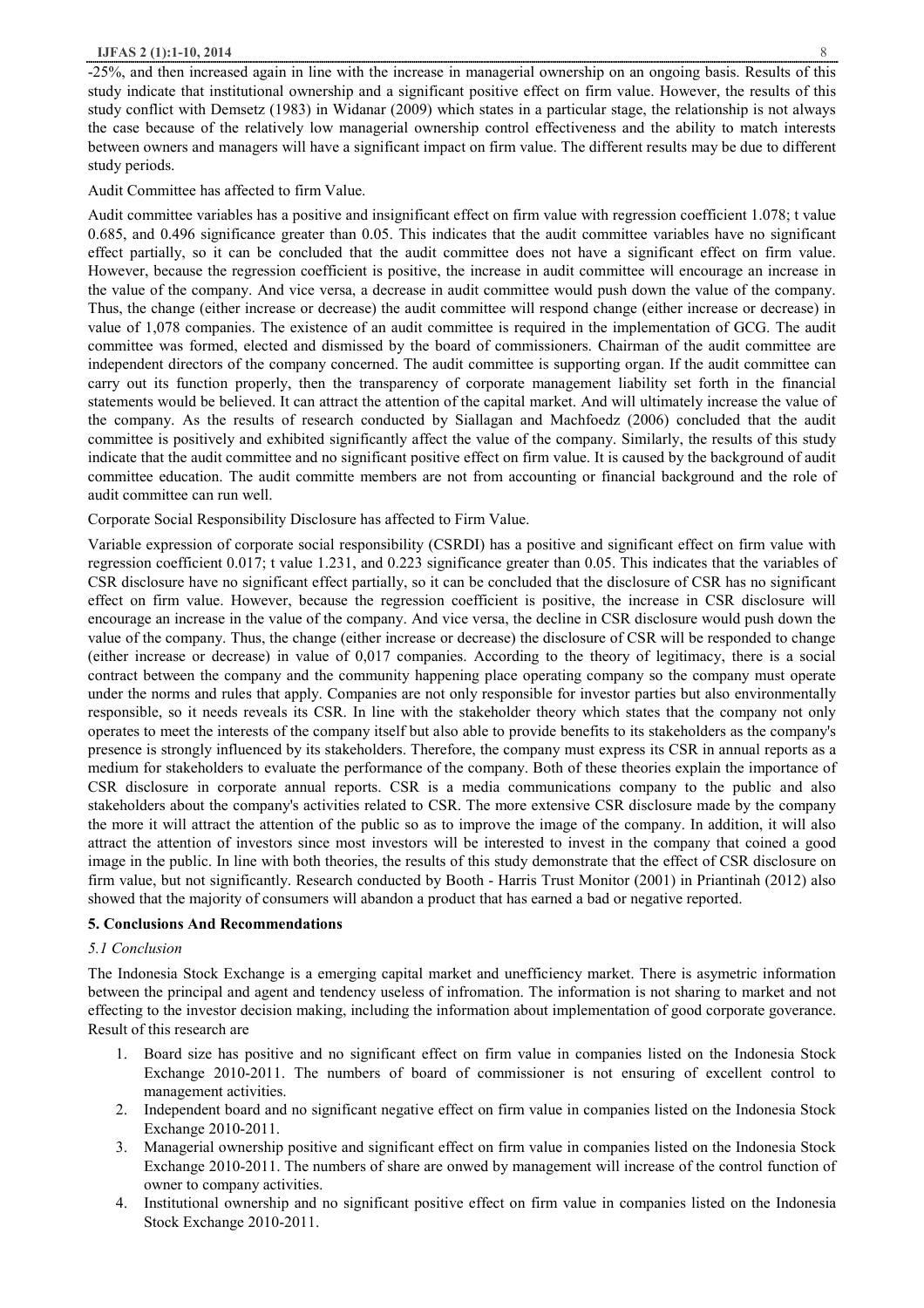-25%, and then increased again in line with the increase in managerial ownership on an ongoing basis. Results of this study indicate that institutional ownership and a significant positive effect on firm value. However, the results of this study conflict with Demsetz (1983) in Widanar (2009) which states in a particular stage, the relationship is not always the case because of the relatively low managerial ownership control effectiveness and the ability to match interests between owners and managers will have a significant impact on firm value. The different results may be due to different study periods.

Audit Committee has affected to firm Value.

Audit committee variables has a positive and insignificant effect on firm value with regression coefficient 1.078; t value 0.685, and 0.496 significance greater than 0.05. This indicates that the audit committee variables have no significant effect partially, so it can be concluded that the audit committee does not have a significant effect on firm value. However, because the regression coefficient is positive, the increase in audit committee will encourage an increase in the value of the company. And vice versa, a decrease in audit committee would push down the value of the company. Thus, the change (either increase or decrease) the audit committee will respond change (either increase or decrease) in value of 1,078 companies. The existence of an audit committee is required in the implementation of GCG. The audit committee was formed, elected and dismissed by the board of commissioners. Chairman of the audit committee are independent directors of the company concerned. The audit committee is supporting organ. If the audit committee can carry out its function properly, then the transparency of corporate management liability set forth in the financial statements would be believed. It can attract the attention of the capital market. And will ultimately increase the value of the company. As the results of research conducted by Siallagan and Machfoedz (2006) concluded that the audit committee is positively and exhibited significantly affect the value of the company. Similarly, the results of this study indicate that the audit committee and no significant positive effect on firm value. It is caused by the background of audit committee education. The audit committe members are not from accounting or financial background and the role of audit committee can run well.

Corporate Social Responsibility Disclosure has affected to Firm Value.

Variable expression of corporate social responsibility (CSRDI) has a positive and significant effect on firm value with regression coefficient 0.017; t value 1.231, and 0.223 significance greater than 0.05. This indicates that the variables of CSR disclosure have no significant effect partially, so it can be concluded that the disclosure of CSR has no significant effect on firm value. However, because the regression coefficient is positive, the increase in CSR disclosure will encourage an increase in the value of the company. And vice versa, the decline in CSR disclosure would push down the value of the company. Thus, the change (either increase or decrease) the disclosure of CSR will be responded to change (either increase or decrease) in value of 0,017 companies. According to the theory of legitimacy, there is a social contract between the company and the community happening place operating company so the company must operate under the norms and rules that apply. Companies are not only responsible for investor parties but also environmentally responsible, so it needs reveals its CSR. In line with the stakeholder theory which states that the company not only operates to meet the interests of the company itself but also able to provide benefits to its stakeholders as the company's presence is strongly influenced by its stakeholders. Therefore, the company must express its CSR in annual reports as a medium for stakeholders to evaluate the performance of the company. Both of these theories explain the importance of CSR disclosure in corporate annual reports. CSR is a media communications company to the public and also stakeholders about the company's activities related to CSR. The more extensive CSR disclosure made by the company the more it will attract the attention of the public so as to improve the image of the company. In addition, it will also attract the attention of investors since most investors will be interested to invest in the company that coined a good image in the public. In line with both theories, the results of this study demonstrate that the effect of CSR disclosure on firm value, but not significantly. Research conducted by Booth - Harris Trust Monitor (2001) in Priantinah (2012) also showed that the majority of consumers will abandon a product that has earned a bad or negative reported.

## 5. Conclusions And Recommendations

### *5.1 Conclusion*

The Indonesia Stock Exchange is a emerging capital market and unefficiency market. There is asymetric information between the principal and agent and tendency useless of infromation. The information is not sharing to market and not effecting to the investor decision making, including the information about implementation of good corporate goverance. Result of this research are

1. Board size has positive and no significant effect on firm value in companies listed on the Indonesia Stock Exchange 2010-2011. The numbers of board of commissioner is not ensuring of excellent control to management activities.
2. Independent board and no significant negative effect on firm value in companies listed on the Indonesia Stock Exchange 2010-2011.
3. Managerial ownership positive and significant effect on firm value in companies listed on the Indonesia Stock Exchange 2010-2011. The numbers of share are onwed by management will increase of the control function of owner to company activities.
4. Institutional ownership and no significant positive effect on firm value in companies listed on the Indonesia Stock Exchange 2010-2011.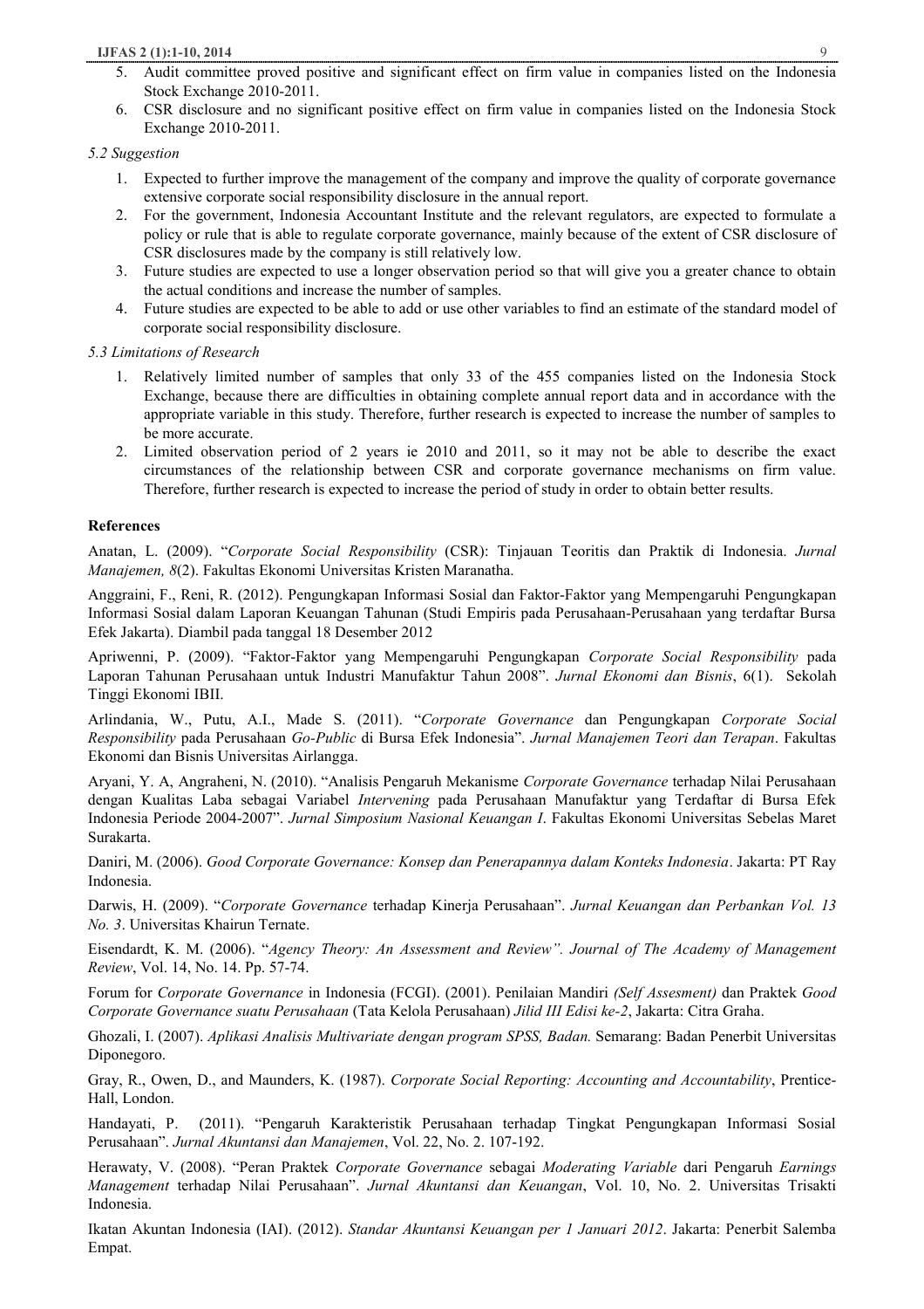5. Audit committee proved positive and significant effect on firm value in companies listed on the Indonesia Stock Exchange 2010-2011.
6. CSR disclosure and no significant positive effect on firm value in companies listed on the Indonesia Stock Exchange 2010-2011.

*5.2 Suggestion*

1. Expected to further improve the management of the company and improve the quality of corporate governance extensive corporate social responsibility disclosure in the annual report.
2. For the government, Indonesia Accountant Institute and the relevant regulators, are expected to formulate a policy or rule that is able to regulate corporate governance, mainly because of the extent of CSR disclosure of CSR disclosures made by the company is still relatively low.
3. Future studies are expected to use a longer observation period so that will give you a greater chance to obtain the actual conditions and increase the number of samples.
4. Future studies are expected to be able to add or use other variables to find an estimate of the standard model of corporate social responsibility disclosure.

*5.3 Limitations of Research*

1. Relatively limited number of samples that only 33 of the 455 companies listed on the Indonesia Stock Exchange, because there are difficulties in obtaining complete annual report data and in accordance with the appropriate variable in this study. Therefore, further research is expected to increase the number of samples to be more accurate.
2. Limited observation period of 2 years ie 2010 and 2011, so it may not be able to describe the exact circumstances of the relationship between CSR and corporate governance mechanisms on firm value. Therefore, further research is expected to increase the period of study in order to obtain better results.

**References**

Anatan, L. (2009). "*Corporate Social Responsibility* (CSR): Tinjauan Teoritis dan Praktik di Indonesia. *Jurnal Manajemen, 8*(2). Fakultas Ekonomi Universitas Kristen Maranatha.

Anggraini, F., Reni, R. (2012). Pengungkapan Informasi Sosial dan Faktor-Faktor yang Mempengaruhi Pengungkapan Informasi Sosial dalam Laporan Keuangan Tahunan (Studi Empiris pada Perusahaan-Perusahaan yang terdaftar Bursa Efek Jakarta). Diambil pada tanggal 18 Desember 2012

Apriwenni, P. (2009). "Faktor-Faktor yang Mempengaruhi Pengungkapan *Corporate Social Responsibility* pada Laporan Tahunan Perusahaan untuk Industri Manufaktur Tahun 2008". *Jurnal Ekonomi dan Bisnis*, 6(1). Sekolah Tinggi Ekonomi IBII.

Arlindania, W., Putu, A.I., Made S. (2011). "*Corporate Governance* dan Pengungkapan *Corporate Social Responsibility* pada Perusahaan *Go-Public* di Bursa Efek Indonesia". *Jurnal Manajemen Teori dan Terapan*. Fakultas Ekonomi dan Bisnis Universitas Airlangga.

Aryani, Y. A, Angraheni, N. (2010). "Analisis Pengaruh Mekanisme *Corporate Governance* terhadap Nilai Perusahaan dengan Kualitas Laba sebagai Variabel *Intervening* pada Perusahaan Manufaktur yang Terdaftar di Bursa Efek Indonesia Periode 2004-2007". *Jurnal Simposium Nasional Keuangan I*. Fakultas Ekonomi Universitas Sebelas Maret Surakarta.

Daniri, M. (2006). *Good Corporate Governance: Konsep dan Penerapannya dalam Konteks Indonesia*. Jakarta: PT Ray Indonesia.

Darwis, H. (2009). "*Corporate Governance* terhadap Kinerja Perusahaan". *Jurnal Keuangan dan Perbankan Vol. 13 No. 3*. Universitas Khairun Ternate.

Eisendardt, K. M. (2006). "*Agency Theory: An Assessment and Review". Journal of The Academy of Management Review*, Vol. 14, No. 14. Pp. 57-74.

Forum for *Corporate Governance* in Indonesia (FCGI). (2001). Penilaian Mandiri *(Self Assesment)* dan Praktek *Good Corporate Governance suatu Perusahaan* (Tata Kelola Perusahaan) *Jilid III Edisi ke-2*, Jakarta: Citra Graha.

Ghozali, I. (2007). *Aplikasi Analisis Multivariate dengan program SPSS, Badan.* Semarang: Badan Penerbit Universitas Diponegoro.

Gray, R., Owen, D., and Maunders, K. (1987). *Corporate Social Reporting: Accounting and Accountability*, Prentice-Hall, London.

Handayati, P. (2011). "Pengaruh Karakteristik Perusahaan terhadap Tingkat Pengungkapan Informasi Sosial Perusahaan". *Jurnal Akuntansi dan Manajemen*, Vol. 22, No. 2. 107-192.

Herawaty, V. (2008). "Peran Praktek *Corporate Governance* sebagai *Moderating Variable* dari Pengaruh *Earnings Management* terhadap Nilai Perusahaan". *Jurnal Akuntansi dan Keuangan*, Vol. 10, No. 2. Universitas Trisakti Indonesia.

Ikatan Akuntan Indonesia (IAI). (2012). *Standar Akuntansi Keuangan per 1 Januari 2012*. Jakarta: Penerbit Salemba Empat.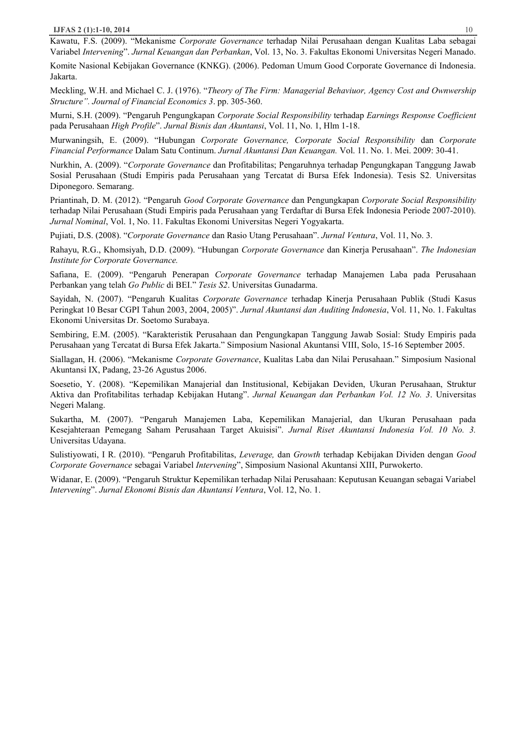Kawatu, F.S. (2009). "Mekanisme *Corporate Governance* terhadap Nilai Perusahaan dengan Kualitas Laba sebagai Variabel *Intervening*". *Jurnal Keuangan dan Perbankan*, Vol. 13, No. 3. Fakultas Ekonomi Universitas Negeri Manado.

Komite Nasional Kebijakan Governance (KNKG). (2006). Pedoman Umum Good Corporate Governance di Indonesia. Jakarta.

Meckling, W.H. and Michael C. J. (1976). "*Theory of The Firm: Managerial Behaviuor, Agency Cost and Ownwership Structure". Journal of Financial Economics 3*. pp. 305-360.

Murni, S.H. (2009). "Pengaruh Pengungkapan *Corporate Social Responsibility* terhadap *Earnings Response Coefficient* pada Perusahaan *High Profile*". *Jurnal Bisnis dan Akuntansi*, Vol. 11, No. 1, Hlm 1-18.

Murwaningsih, E. (2009). "Hubungan *Corporate Governance, Corporate Social Responsibility* dan *Corporate Financial Performance* Dalam Satu Continum. *Jurnal Akuntansi Dan Keuangan.* Vol. 11. No. 1. Mei. 2009: 30-41.

Nurkhin, A. (2009). "*Corporate Governance* dan Profitabilitas; Pengaruhnya terhadap Pengungkapan Tanggung Jawab Sosial Perusahaan (Studi Empiris pada Perusahaan yang Tercatat di Bursa Efek Indonesia). Tesis S2. Universitas Diponegoro. Semarang.

Priantinah, D. M. (2012). "Pengaruh *Good Corporate Governance* dan Pengungkapan *Corporate Social Responsibility* terhadap Nilai Perusahaan (Studi Empiris pada Perusahaan yang Terdaftar di Bursa Efek Indonesia Periode 2007-2010). *Jurnal Nominal*, Vol. 1, No. 11. Fakultas Ekonomi Universitas Negeri Yogyakarta.

Pujiati, D.S. (2008). "*Corporate Governance* dan Rasio Utang Perusahaan". *Jurnal Ventura*, Vol. 11, No. 3.

Rahayu, R.G., Khomsiyah, D.D. (2009). "Hubungan *Corporate Governance* dan Kinerja Perusahaan". *The Indonesian Institute for Corporate Governance.*

Safiana, E. (2009). "Pengaruh Penerapan *Corporate Governance* terhadap Manajemen Laba pada Perusahaan Perbankan yang telah *Go Public* di BEI." *Tesis S2*. Universitas Gunadarma.

Sayidah, N. (2007). "Pengaruh Kualitas *Corporate Governance* terhadap Kinerja Perusahaan Publik (Studi Kasus Peringkat 10 Besar CGPI Tahun 2003, 2004, 2005)". *Jurnal Akuntansi dan Auditing Indonesia*, Vol. 11, No. 1. Fakultas Ekonomi Universitas Dr. Soetomo Surabaya.

Sembiring, E.M. (2005). "Karakteristik Perusahaan dan Pengungkapan Tanggung Jawab Sosial: Study Empiris pada Perusahaan yang Tercatat di Bursa Efek Jakarta." Simposium Nasional Akuntansi VIII, Solo, 15-16 September 2005.

Siallagan, H. (2006). "Mekanisme *Corporate Governance*, Kualitas Laba dan Nilai Perusahaan." Simposium Nasional Akuntansi IX, Padang, 23-26 Agustus 2006.

Soesetio, Y. (2008). "Kepemilikan Manajerial dan Institusional, Kebijakan Deviden, Ukuran Perusahaan, Struktur Aktiva dan Profitabilitas terhadap Kebijakan Hutang". *Jurnal Keuangan dan Perbankan Vol. 12 No. 3*. Universitas Negeri Malang.

Sukartha, M. (2007). "Pengaruh Manajemen Laba, Kepemilikan Manajerial, dan Ukuran Perusahaan pada Kesejahteraan Pemegang Saham Perusahaan Target Akuisisi". *Jurnal Riset Akuntansi Indonesia Vol. 10 No. 3.* Universitas Udayana.

Sulistiyowati, I R. (2010). "Pengaruh Profitabilitas, *Leverage,* dan *Growth* terhadap Kebijakan Dividen dengan *Good Corporate Governance* sebagai Variabel *Intervening*", Simposium Nasional Akuntansi XIII, Purwokerto.

Widanar, E. (2009). "Pengaruh Struktur Kepemilikan terhadap Nilai Perusahaan: Keputusan Keuangan sebagai Variabel *Intervening*". *Jurnal Ekonomi Bisnis dan Akuntansi Ventura*, Vol. 12, No. 1.